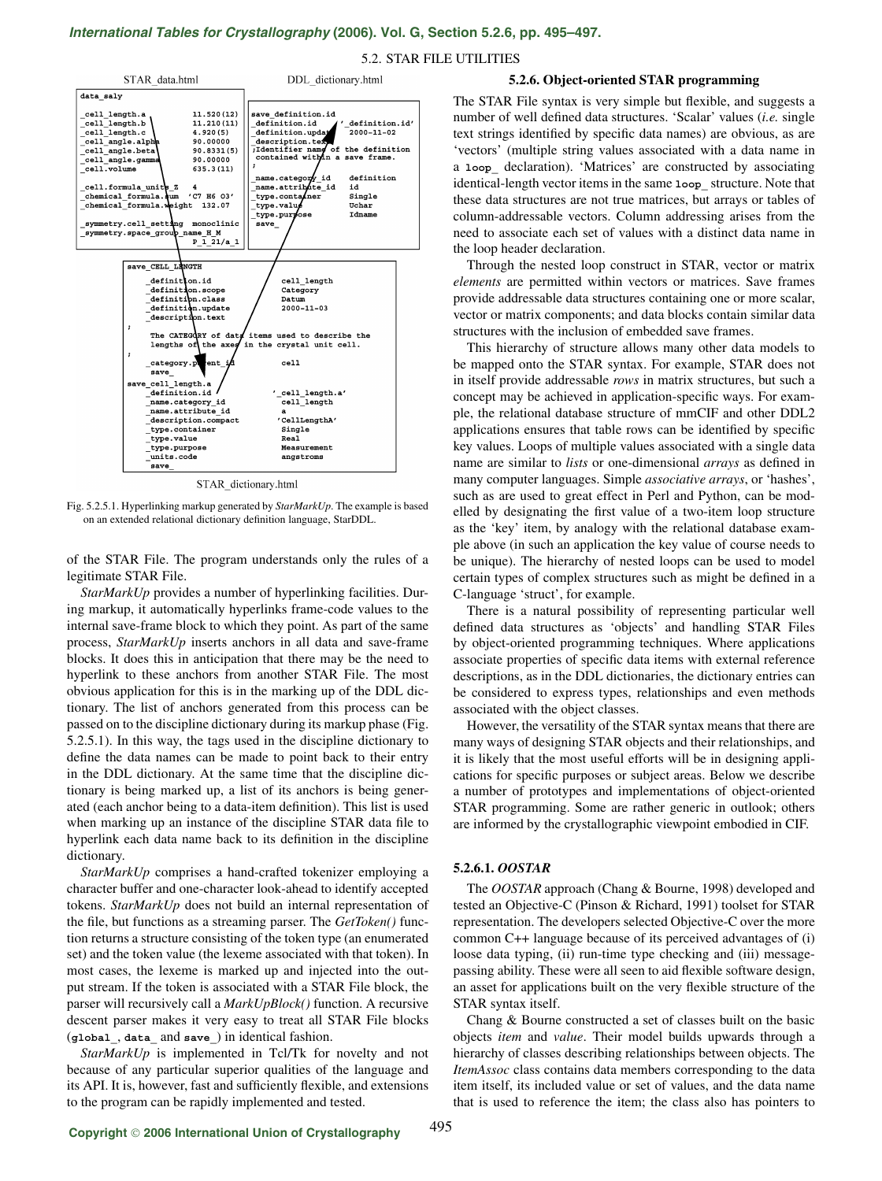STAR_data.html

DDL_dictionary.html

```
data_saly

_cell_length.a              11.520(12)
_cell_length.b              11.210(11)
_cell_length.c              4.920(5)
_cell_angle.alpha           90.00000
_cell_angle.beta            90.8331(5)
_cell_angle.gamma           90.00000
_cell.volume                635.3(11)

_cell.formula_units_Z       4
_chemical_formula.sum       'C7 H6 O3'
_chemical_formula.weight    132.07

_symmetry.cell_setting      monoclinic
_symmetry.space_group_name_H_M
                            P_1_21/a_1
```

```
save_definition.id
_definition.id          '_definition.id'
_definition.update       2000-11-02
_description.text
;Identifier name of the definition
 contained within a save frame.
;
_name.category_id        definition
_name.attribute_id       id
_type.container          Single
_type.value              Uchar
_type.purpose            Idname
 save_
```

```
save_CELL_LENGTH
   _definition.id              cell_length
   _definition.scope           Category
   _definition.class           Datum
   _definition.update          2000-11-03
   _description.text
;
    The CATEGORY of data items used to describe the
    lengths of the axes in the crystal unit cell.
;
   _category.parent_id         cell
    save_
save_cell_length.a
   _definition.id             '_cell_length.a'
   _name.category_id           cell_length
   _name.attribute_id          a
   _description.compact       'CellLengthA'
   _type.container             Single
   _type.value                 Real
   _type.purpose               Measurement
   _units.code                 angstroms
    save_
```

STAR_dictionary.html

Fig. 5.2.5.1. Hyperlinking markup generated by *StarMarkUp*. The example is based on an extended relational dictionary definition language, StarDDL.

of the STAR File. The program understands only the rules of a legitimate STAR File.

*StarMarkUp* provides a number of hyperlinking facilities. During markup, it automatically hyperlinks frame-code values to the internal save-frame block to which they point. As part of the same process, *StarMarkUp* inserts anchors in all data and save-frame blocks. It does this in anticipation that there may be the need to hyperlink to these anchors from another STAR File. The most obvious application for this is in the marking up of the DDL dictionary. The list of anchors generated from this process can be passed on to the discipline dictionary during its markup phase (Fig. 5.2.5.1). In this way, the tags used in the discipline dictionary to define the data names can be made to point back to their entry in the DDL dictionary. At the same time that the discipline dictionary is being marked up, a list of its anchors is being generated (each anchor being to a data-item definition). This list is used when marking up an instance of the discipline STAR data file to hyperlink each data name back to its definition in the discipline dictionary.

*StarMarkUp* comprises a hand-crafted tokenizer employing a character buffer and one-character look-ahead to identify accepted tokens. *StarMarkUp* does not build an internal representation of the file, but functions as a streaming parser. The *GetToken()* function returns a structure consisting of the token type (an enumerated set) and the token value (the lexeme associated with that token). In most cases, the lexeme is marked up and injected into the output stream. If the token is associated with a STAR File block, the parser will recursively call a *MarkUpBlock()* function. A recursive descent parser makes it very easy to treat all STAR File blocks (`global_`, `data_` and `save_`) in identical fashion.

*StarMarkUp* is implemented in Tcl/Tk for novelty and not because of any particular superior qualities of the language and its API. It is, however, fast and sufficiently flexible, and extensions to the program can be rapidly implemented and tested.

## 5.2.6. Object-oriented STAR programming

The STAR File syntax is very simple but flexible, and suggests a number of well defined data structures. 'Scalar' values (*i.e.* single text strings identified by specific data names) are obvious, as are 'vectors' (multiple string values associated with a data name in a `loop_` declaration). 'Matrices' are constructed by associating identical-length vector items in the same `loop_` structure. Note that these data structures are not true matrices, but arrays or tables of column-addressable vectors. Column addressing arises from the need to associate each set of values with a distinct data name in the loop header declaration.

Through the nested loop construct in STAR, vector or matrix *elements* are permitted within vectors or matrices. Save frames provide addressable data structures containing one or more scalar, vector or matrix components; and data blocks contain similar data structures with the inclusion of embedded save frames.

This hierarchy of structure allows many other data models to be mapped onto the STAR syntax. For example, STAR does not in itself provide addressable *rows* in matrix structures, but such a concept may be achieved in application-specific ways. For example, the relational database structure of mmCIF and other DDL2 applications ensures that table rows can be identified by specific key values. Loops of multiple values associated with a single data name are similar to *lists* or one-dimensional *arrays* as defined in many computer languages. Simple *associative arrays*, or 'hashes', such as are used to great effect in Perl and Python, can be modelled by designating the first value of a two-item loop structure as the 'key' item, by analogy with the relational database example above (in such an application the key value of course needs to be unique). The hierarchy of nested loops can be used to model certain types of complex structures such as might be defined in a C-language 'struct', for example.

There is a natural possibility of representing particular well defined data structures as 'objects' and handling STAR Files by object-oriented programming techniques. Where applications associate properties of specific data items with external reference descriptions, as in the DDL dictionaries, the dictionary entries can be considered to express types, relationships and even methods associated with the object classes.

However, the versatility of the STAR syntax means that there are many ways of designing STAR objects and their relationships, and it is likely that the most useful efforts will be in designing applications for specific purposes or subject areas. Below we describe a number of prototypes and implementations of object-oriented STAR programming. Some are rather generic in outlook; others are informed by the crystallographic viewpoint embodied in CIF.

### 5.2.6.1. *OOSTAR*

The *OOSTAR* approach (Chang & Bourne, 1998) developed and tested an Objective-C (Pinson & Richard, 1991) toolset for STAR representation. The developers selected Objective-C over the more common C++ language because of its perceived advantages of (i) loose data typing, (ii) run-time type checking and (iii) message-passing ability. These were all seen to aid flexible software design, an asset for applications built on the very flexible structure of the STAR syntax itself.

Chang & Bourne constructed a set of classes built on the basic objects *item* and *value*. Their model builds upwards through a hierarchy of classes describing relationships between objects. The *ItemAssoc* class contains data members corresponding to the data item itself, its included value or set of values, and the data name that is used to reference the item; the class also has pointers to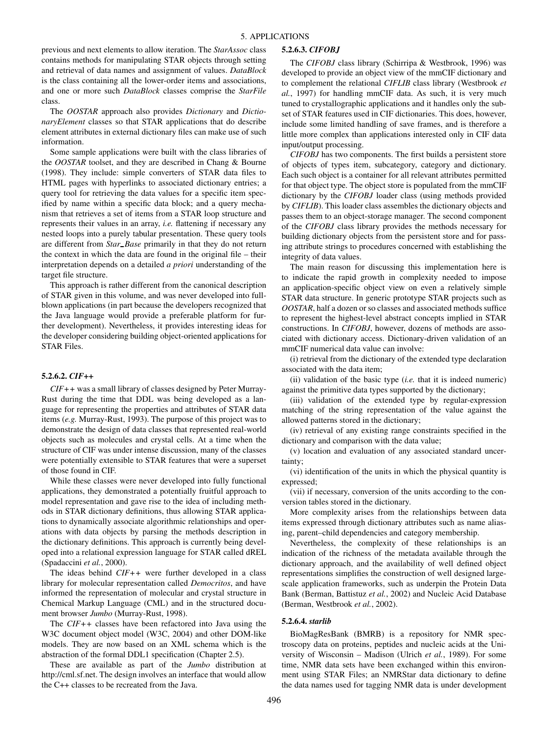previous and next elements to allow iteration. The *StarAssoc* class contains methods for manipulating STAR objects through setting and retrieval of data names and assignment of values. *DataBlock* is the class containing all the lower-order items and associations, and one or more such *DataBlock* classes comprise the *StarFile* class.

The *OOSTAR* approach also provides *Dictionary* and *DictionaryElement* classes so that STAR applications that do describe element attributes in external dictionary files can make use of such information.

Some sample applications were built with the class libraries of the *OOSTAR* toolset, and they are described in Chang & Bourne (1998). They include: simple converters of STAR data files to HTML pages with hyperlinks to associated dictionary entries; a query tool for retrieving the data values for a specific item specified by name within a specific data block; and a query mechanism that retrieves a set of items from a STAR loop structure and represents their values in an array, *i.e.* flattening if necessary any nested loops into a purely tabular presentation. These query tools are different from *Star_Base* primarily in that they do not return the context in which the data are found in the original file – their interpretation depends on a detailed *a priori* understanding of the target file structure.

This approach is rather different from the canonical description of STAR given in this volume, and was never developed into full-blown applications (in part because the developers recognized that the Java language would provide a preferable platform for further development). Nevertheless, it provides interesting ideas for the developer considering building object-oriented applications for STAR Files.

#### 5.2.6.2. *CIF++*

*CIF++* was a small library of classes designed by Peter Murray-Rust during the time that DDL was being developed as a language for representing the properties and attributes of STAR data items (*e.g.* Murray-Rust, 1993). The purpose of this project was to demonstrate the design of data classes that represented real-world objects such as molecules and crystal cells. At a time when the structure of CIF was under intense discussion, many of the classes were potentially extensible to STAR features that were a superset of those found in CIF.

While these classes were never developed into fully functional applications, they demonstrated a potentially fruitful approach to model representation and gave rise to the idea of including methods in STAR dictionary definitions, thus allowing STAR applications to dynamically associate algorithmic relationships and operations with data objects by parsing the methods description in the dictionary definitions. This approach is currently being developed into a relational expression language for STAR called dREL (Spadaccini *et al.*, 2000).

The ideas behind *CIF++* were further developed in a class library for molecular representation called *Democritos*, and have informed the representation of molecular and crystal structure in Chemical Markup Language (CML) and in the structured document browser *Jumbo* (Murray-Rust, 1998).

The *CIF++* classes have been refactored into Java using the W3C document object model (W3C, 2004) and other DOM-like models. They are now based on an XML schema which is the abstraction of the formal DDL1 specification (Chapter 2.5).

These are available as part of the *Jumbo* distribution at http://cml.sf.net. The design involves an interface that would allow the C++ classes to be recreated from the Java.

#### 5.2.6.3. *CIFOBJ*

The *CIFOBJ* class library (Schirripa & Westbrook, 1996) was developed to provide an object view of the mmCIF dictionary and to complement the relational *CIFLIB* class library (Westbrook *et al.*, 1997) for handling mmCIF data. As such, it is very much tuned to crystallographic applications and it handles only the subset of STAR features used in CIF dictionaries. This does, however, include some limited handling of save frames, and is therefore a little more complex than applications interested only in CIF data input/output processing.

*CIFOBJ* has two components. The first builds a persistent store of objects of types item, subcategory, category and dictionary. Each such object is a container for all relevant attributes permitted for that object type. The object store is populated from the mmCIF dictionary by the *CIFOBJ* loader class (using methods provided by *CIFLIB*). This loader class assembles the dictionary objects and passes them to an object-storage manager. The second component of the *CIFOBJ* class library provides the methods necessary for building dictionary objects from the persistent store and for passing attribute strings to procedures concerned with establishing the integrity of data values.

The main reason for discussing this implementation here is to indicate the rapid growth in complexity needed to impose an application-specific object view on even a relatively simple STAR data structure. In generic prototype STAR projects such as *OOSTAR*, half a dozen or so classes and associated methods suffice to represent the highest-level abstract concepts implied in STAR constructions. In *CIFOBJ*, however, dozens of methods are associated with dictionary access. Dictionary-driven validation of an mmCIF numerical data value can involve:

(i) retrieval from the dictionary of the extended type declaration associated with the data item;

(ii) validation of the basic type (*i.e.* that it is indeed numeric) against the primitive data types supported by the dictionary;

(iii) validation of the extended type by regular-expression matching of the string representation of the value against the allowed patterns stored in the dictionary;

(iv) retrieval of any existing range constraints specified in the dictionary and comparison with the data value;

(v) location and evaluation of any associated standard uncertainty;

(vi) identification of the units in which the physical quantity is expressed;

(vii) if necessary, conversion of the units according to the conversion tables stored in the dictionary.

More complexity arises from the relationships between data items expressed through dictionary attributes such as name aliasing, parent–child dependencies and category membership.

Nevertheless, the complexity of these relationships is an indication of the richness of the metadata available through the dictionary approach, and the availability of well defined object representations simplifies the construction of well designed large-scale application frameworks, such as underpin the Protein Data Bank (Berman, Battistuz *et al.*, 2002) and Nucleic Acid Database (Berman, Westbrook *et al.*, 2002).

#### 5.2.6.4. *starlib*

BioMagResBank (BMRB) is a repository for NMR spectroscopy data on proteins, peptides and nucleic acids at the University of Wisconsin – Madison (Ulrich *et al.*, 1989). For some time, NMR data sets have been exchanged within this environment using STAR Files; an NMRStar data dictionary to define the data names used for tagging NMR data is under development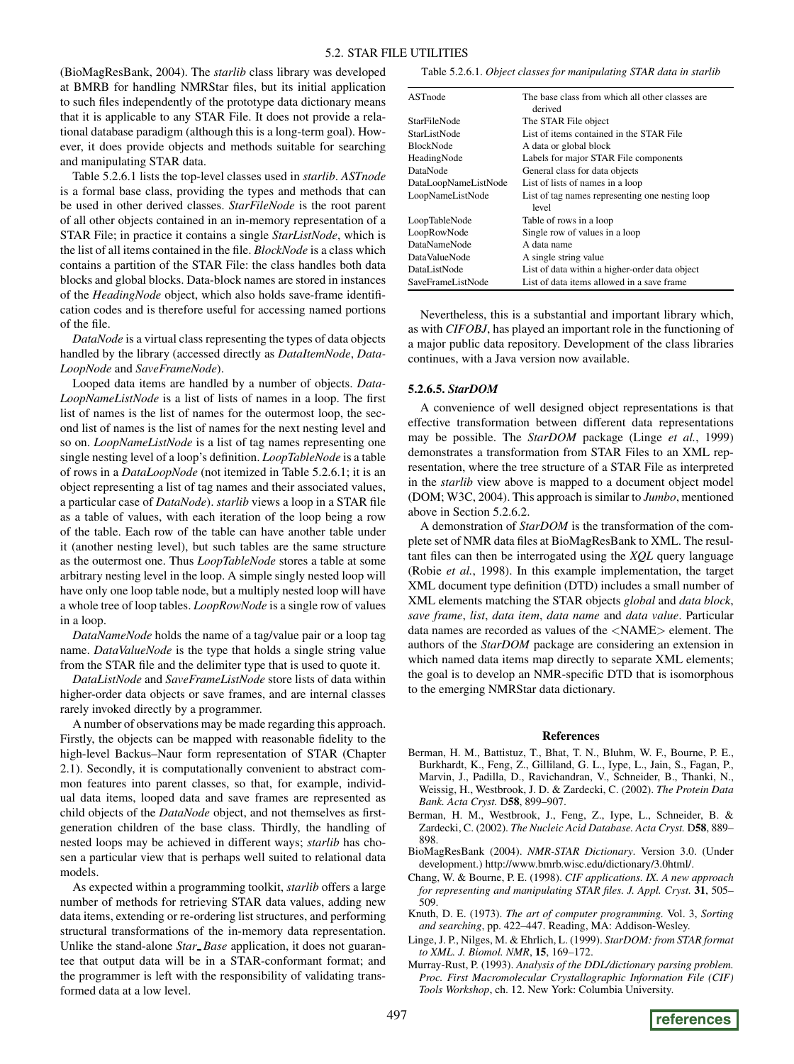(BioMagResBank, 2004). The *starlib* class library was developed at BMRB for handling NMRStar files, but its initial application to such files independently of the prototype data dictionary means that it is applicable to any STAR File. It does not provide a relational database paradigm (although this is a long-term goal). However, it does provide objects and methods suitable for searching and manipulating STAR data.

Table 5.2.6.1 lists the top-level classes used in *starlib*. *ASTnode* is a formal base class, providing the types and methods that can be used in other derived classes. *StarFileNode* is the root parent of all other objects contained in an in-memory representation of a STAR File; in practice it contains a single *StarListNode*, which is the list of all items contained in the file. *BlockNode* is a class which contains a partition of the STAR File: the class handles both data blocks and global blocks. Data-block names are stored in instances of the *HeadingNode* object, which also holds save-frame identification codes and is therefore useful for accessing named portions of the file.

*DataNode* is a virtual class representing the types of data objects handled by the library (accessed directly as *DataItemNode*, *DataLoopNode* and *SaveFrameNode*).

Looped data items are handled by a number of objects. *DataLoopNameListNode* is a list of lists of names in a loop. The first list of names is the list of names for the outermost loop, the second list of names is the list of names for the next nesting level and so on. *LoopNameListNode* is a list of tag names representing one single nesting level of a loop's definition. *LoopTableNode* is a table of rows in a *DataLoopNode* (not itemized in Table 5.2.6.1; it is an object representing a list of tag names and their associated values, a particular case of *DataNode*). *starlib* views a loop in a STAR file as a table of values, with each iteration of the loop being a row of the table. Each row of the table can have another table under it (another nesting level), but such tables are the same structure as the outermost one. Thus *LoopTableNode* stores a table at some arbitrary nesting level in the loop. A simple singly nested loop will have only one loop table node, but a multiply nested loop will have a whole tree of loop tables. *LoopRowNode* is a single row of values in a loop.

*DataNameNode* holds the name of a tag/value pair or a loop tag name. *DataValueNode* is the type that holds a single string value from the STAR file and the delimiter type that is used to quote it.

*DataListNode* and *SaveFrameListNode* store lists of data within higher-order data objects or save frames, and are internal classes rarely invoked directly by a programmer.

A number of observations may be made regarding this approach. Firstly, the objects can be mapped with reasonable fidelity to the high-level Backus–Naur form representation of STAR (Chapter 2.1). Secondly, it is computationally convenient to abstract common features into parent classes, so that, for example, individual data items, looped data and save frames are represented as child objects of the *DataNode* object, and not themselves as first-generation children of the base class. Thirdly, the handling of nested loops may be achieved in different ways; *starlib* has chosen a particular view that is perhaps well suited to relational data models.

As expected within a programming toolkit, *starlib* offers a large number of methods for retrieving STAR data values, adding new data items, extending or re-ordering list structures, and performing structural transformations of the in-memory data representation. Unlike the stand-alone *Star_Base* application, it does not guarantee that output data will be in a STAR-conformant format; and the programmer is left with the responsibility of validating transformed data at a low level.

Table 5.2.6.1. *Object classes for manipulating STAR data in starlib*

| | |
|---|---|
| ASTnode | The base class from which all other classes are derived |
| StarFileNode | The STAR File object |
| StarListNode | List of items contained in the STAR File |
| BlockNode | A data or global block |
| HeadingNode | Labels for major STAR File components |
| DataNode | General class for data objects |
| DataLoopNameListNode | List of lists of names in a loop |
| LoopNameListNode | List of tag names representing one nesting loop level |
| LoopTableNode | Table of rows in a loop |
| LoopRowNode | Single row of values in a loop |
| DataNameNode | A data name |
| DataValueNode | A single string value |
| DataListNode | List of data within a higher-order data object |
| SaveFrameListNode | List of data items allowed in a save frame |

Nevertheless, this is a substantial and important library which, as with *CIFOBJ*, has played an important role in the functioning of a major public data repository. Development of the class libraries continues, with a Java version now available.

### 5.2.6.5. *StarDOM*

A convenience of well designed object representations is that effective transformation between different data representations may be possible. The *StarDOM* package (Linge *et al.*, 1999) demonstrates a transformation from STAR Files to an XML representation, where the tree structure of a STAR File as interpreted in the *starlib* view above is mapped to a document object model (DOM; W3C, 2004). This approach is similar to *Jumbo*, mentioned above in Section 5.2.6.2.

A demonstration of *StarDOM* is the transformation of the complete set of NMR data files at BioMagResBank to XML. The resultant files can then be interrogated using the *XQL* query language (Robie *et al.*, 1998). In this example implementation, the target XML document type definition (DTD) includes a small number of XML elements matching the STAR objects *global* and *data block*, *save frame*, *list*, *data item*, *data name* and *data value*. Particular data names are recorded as values of the <NAME> element. The authors of the *StarDOM* package are considering an extension in which named data items map directly to separate XML elements; the goal is to develop an NMR-specific DTD that is isomorphous to the emerging NMRStar data dictionary.

## References

Berman, H. M., Battistuz, T., Bhat, T. N., Bluhm, W. F., Bourne, P. E., Burkhardt, K., Feng, Z., Gilliland, G. L., Iype, L., Jain, S., Fagan, P., Marvin, J., Padilla, D., Ravichandran, V., Schneider, B., Thanki, N., Weissig, H., Westbrook, J. D. & Zardecki, C. (2002). *The Protein Data Bank. Acta Cryst.* D**58**, 899–907.

Berman, H. M., Westbrook, J., Feng, Z., Iype, L., Schneider, B. & Zardecki, C. (2002). *The Nucleic Acid Database. Acta Cryst.* D**58**, 889–898.

BioMagResBank (2004). *NMR-STAR Dictionary*. Version 3.0. (Under development.) http://www.bmrb.wisc.edu/dictionary/3.0html/.

Chang, W. & Bourne, P. E. (1998). *CIF applications. IX. A new approach for representing and manipulating STAR files. J. Appl. Cryst.* **31**, 505–509.

Knuth, D. E. (1973). *The art of computer programming.* Vol. 3, *Sorting and searching*, pp. 422–447. Reading, MA: Addison-Wesley.

Linge, J. P., Nilges, M. & Ehrlich, L. (1999). *StarDOM: from STAR format to XML. J. Biomol. NMR*, **15**, 169–172.

Murray-Rust, P. (1993). *Analysis of the DDL/dictionary parsing problem. Proc. First Macromolecular Crystallographic Information File (CIF) Tools Workshop*, ch. 12. New York: Columbia University.